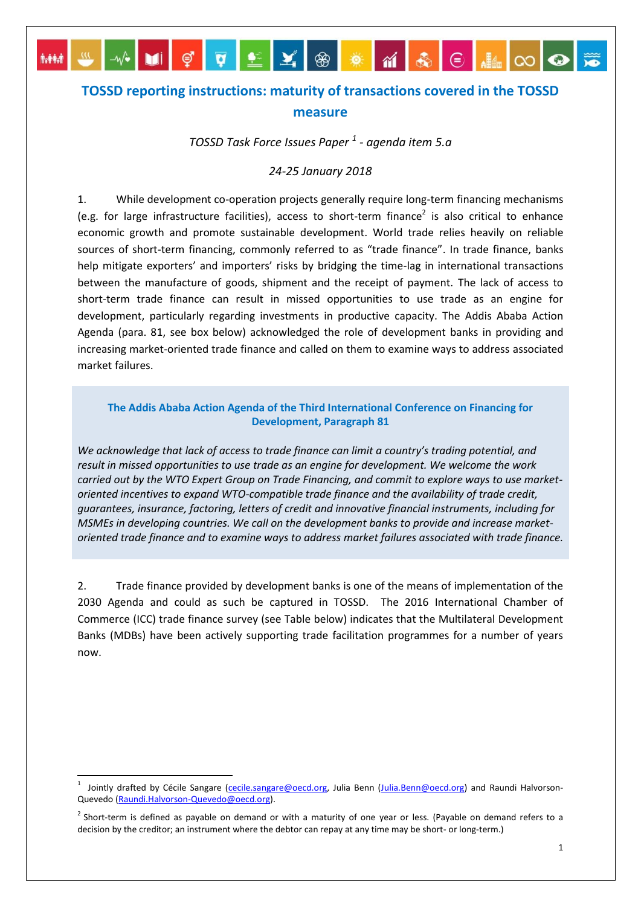# TOSSD reporting instructions: maturity of transactions covered in the TOSSD measure

*TOSSD Task Force Issues Paper [1] - agenda item 5.a*

*24-25 January 2018*

1. While development co-operation projects generally require long-term financing mechanisms (e.g. for large infrastructure facilities), access to short-term finance[2] is also critical to enhance economic growth and promote sustainable development. World trade relies heavily on reliable sources of short-term financing, commonly referred to as "trade finance". In trade finance, banks help mitigate exporters' and importers' risks by bridging the time-lag in international transactions between the manufacture of goods, shipment and the receipt of payment. The lack of access to short-term trade finance can result in missed opportunities to use trade as an engine for development, particularly regarding investments in productive capacity. The Addis Ababa Action Agenda (para. 81, see box below) acknowledged the role of development banks in providing and increasing market-oriented trade finance and called on them to examine ways to address associated market failures.

**The Addis Ababa Action Agenda of the Third International Conference on Financing for Development, Paragraph 81**

*We acknowledge that lack of access to trade finance can limit a country's trading potential, and result in missed opportunities to use trade as an engine for development. We welcome the work carried out by the WTO Expert Group on Trade Financing, and commit to explore ways to use market-oriented incentives to expand WTO-compatible trade finance and the availability of trade credit, guarantees, insurance, factoring, letters of credit and innovative financial instruments, including for MSMEs in developing countries. We call on the development banks to provide and increase market-oriented trade finance and to examine ways to address market failures associated with trade finance.*

2. Trade finance provided by development banks is one of the means of implementation of the 2030 Agenda and could as such be captured in TOSSD. The 2016 International Chamber of Commerce (ICC) trade finance survey (see Table below) indicates that the Multilateral Development Banks (MDBs) have been actively supporting trade facilitation programmes for a number of years now.

---

[1] Jointly drafted by Cécile Sangare (cecile.sangare@oecd.org, Julia Benn (Julia.Benn@oecd.org) and Raundi Halvorson-Quevedo (Raundi.Halvorson-Quevedo@oecd.org).

[2] Short-term is defined as payable on demand or with a maturity of one year or less. (Payable on demand refers to a decision by the creditor; an instrument where the debtor can repay at any time may be short- or long-term.)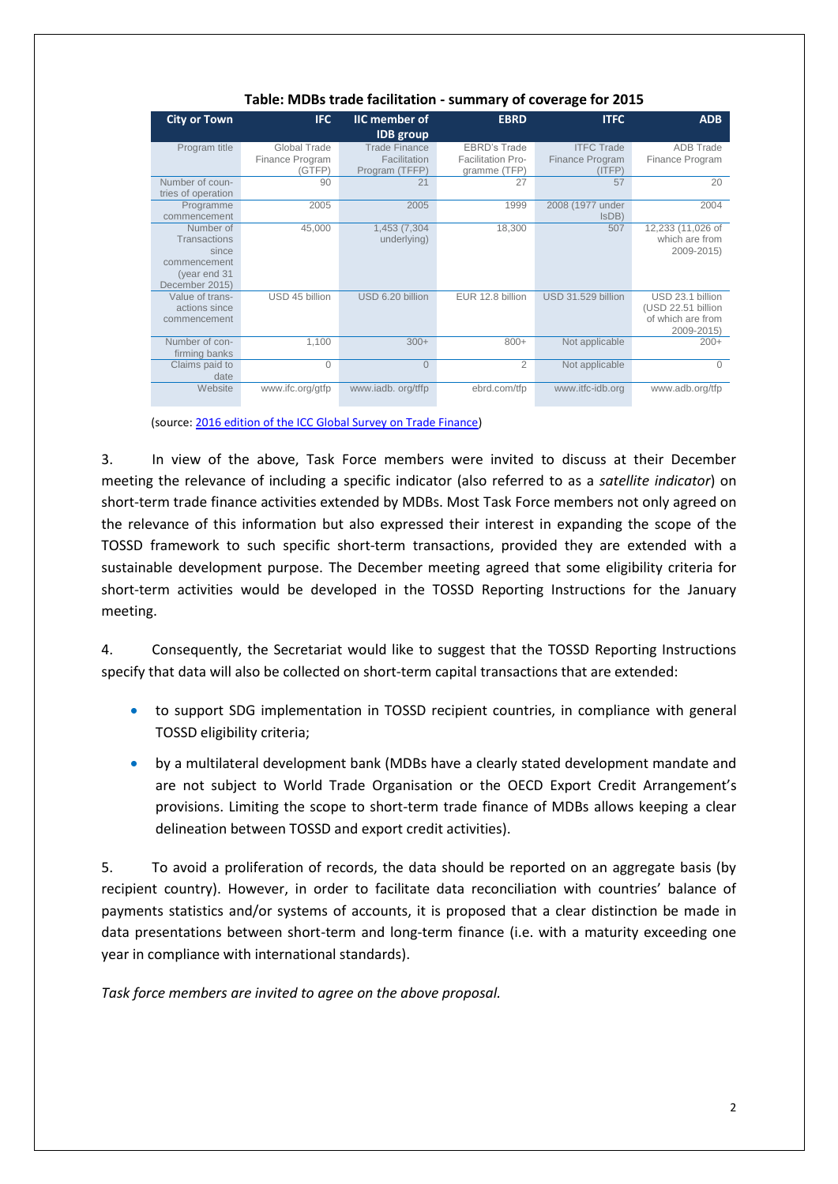**Table: MDBs trade facilitation - summary of coverage for 2015**

| City or Town | IFC | IIC member of IDB group | EBRD | ITFC | ADB |
|---|---|---|---|---|---|
| Program title | Global Trade Finance Program (GTFP) | Trade Finance Facilitation Program (TFFP) | EBRD's Trade Facilitation Programme (TFP) | ITFC Trade Finance Program (ITFP) | ADB Trade Finance Program |
| Number of countries of operation | 90 | 21 | 27 | 57 | 20 |
| Programme commencement | 2005 | 2005 | 1999 | 2008 (1977 under IsDB) | 2004 |
| Number of Transactions since commencement (year end 31 December 2015) | 45,000 | 1,453 (7,304 underlying) | 18,300 | 507 | 12,233 (11,026 of which are from 2009-2015) |
| Value of transactions since commencement | USD 45 billion | USD 6.20 billion | EUR 12.8 billion | USD 31.529 billion | USD 23.1 billion (USD 22.51 billion of which are from 2009-2015) |
| Number of confirming banks | 1,100 | 300+ | 800+ | Not applicable | 200+ |
| Claims paid to date | 0 | 0 | 2 | Not applicable | 0 |
| Website | www.ifc.org/gtfp | www.iadb. org/tffp | ebrd.com/tfp | www.itfc-idb.org | www.adb.org/tfp |

(source: 2016 edition of the ICC Global Survey on Trade Finance)

3. In view of the above, Task Force members were invited to discuss at their December meeting the relevance of including a specific indicator (also referred to as a *satellite indicator*) on short-term trade finance activities extended by MDBs. Most Task Force members not only agreed on the relevance of this information but also expressed their interest in expanding the scope of the TOSSD framework to such specific short-term transactions, provided they are extended with a sustainable development purpose. The December meeting agreed that some eligibility criteria for short-term activities would be developed in the TOSSD Reporting Instructions for the January meeting.

4. Consequently, the Secretariat would like to suggest that the TOSSD Reporting Instructions specify that data will also be collected on short-term capital transactions that are extended:

- to support SDG implementation in TOSSD recipient countries, in compliance with general TOSSD eligibility criteria;
- by a multilateral development bank (MDBs have a clearly stated development mandate and are not subject to World Trade Organisation or the OECD Export Credit Arrangement's provisions. Limiting the scope to short-term trade finance of MDBs allows keeping a clear delineation between TOSSD and export credit activities).

5. To avoid a proliferation of records, the data should be reported on an aggregate basis (by recipient country). However, in order to facilitate data reconciliation with countries' balance of payments statistics and/or systems of accounts, it is proposed that a clear distinction be made in data presentations between short-term and long-term finance (i.e. with a maturity exceeding one year in compliance with international standards).

*Task force members are invited to agree on the above proposal.*